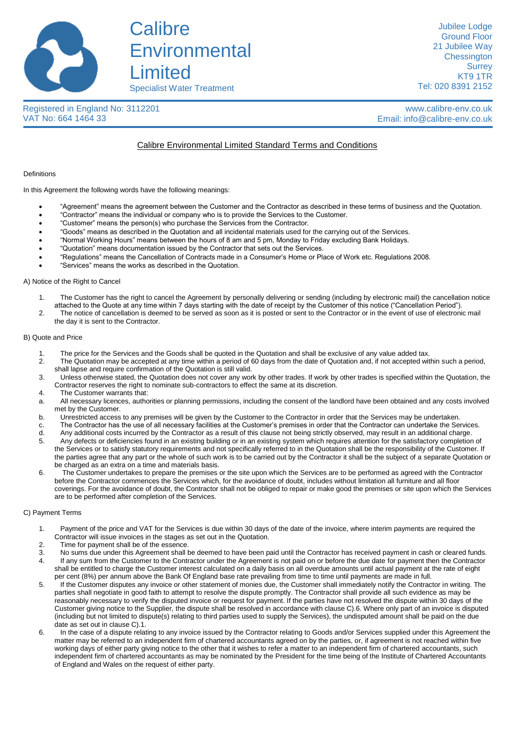# Calibre Environmental Limited

Specialist Water Treatment

Jubilee Lodge
Ground Floor
21 Jubilee Way
Chessington
Surrey
KT9 1TR
Tel: 020 8391 2152

Registered in England No: 3112201
VAT No: 664 1464 33

www.calibre-env.co.uk
Email: info@calibre-env.co.uk

## Calibre Environmental Limited Standard Terms and Conditions

### Definitions

In this Agreement the following words have the following meanings:

- "Agreement" means the agreement between the Customer and the Contractor as described in these terms of business and the Quotation.
- "Contractor" means the individual or company who is to provide the Services to the Customer.
- "Customer" means the person(s) who purchase the Services from the Contractor.
- "Goods" means as described in the Quotation and all incidental materials used for the carrying out of the Services.
- "Normal Working Hours" means between the hours of 8 am and 5 pm, Monday to Friday excluding Bank Holidays.
- "Quotation" means documentation issued by the Contractor that sets out the Services.
- "Regulations" means the Cancellation of Contracts made in a Consumer's Home or Place of Work etc. Regulations 2008.
- "Services" means the works as described in the Quotation.

### A) Notice of the Right to Cancel

1. The Customer has the right to cancel the Agreement by personally delivering or sending (including by electronic mail) the cancellation notice attached to the Quote at any time within 7 days starting with the date of receipt by the Customer of this notice ("Cancellation Period").
2. The notice of cancellation is deemed to be served as soon as it is posted or sent to the Contractor or in the event of use of electronic mail the day it is sent to the Contractor.

### B) Quote and Price

1. The price for the Services and the Goods shall be quoted in the Quotation and shall be exclusive of any value added tax.
2. The Quotation may be accepted at any time within a period of 60 days from the date of Quotation and, if not accepted within such a period, shall lapse and require confirmation of the Quotation is still valid.
3. Unless otherwise stated, the Quotation does not cover any work by other trades. If work by other trades is specified within the Quotation, the Contractor reserves the right to nominate sub-contractors to effect the same at its discretion.
4. The Customer warrants that:

a. All necessary licences, authorities or planning permissions, including the consent of the landlord have been obtained and any costs involved met by the Customer.
b. Unrestricted access to any premises will be given by the Customer to the Contractor in order that the Services may be undertaken.
c. The Contractor has the use of all necessary facilities at the Customer's premises in order that the Contractor can undertake the Services.
d. Any additional costs incurred by the Contractor as a result of this clause not being strictly observed, may result in an additional charge.

5. Any defects or deficiencies found in an existing building or in an existing system which requires attention for the satisfactory completion of the Services or to satisfy statutory requirements and not specifically referred to in the Quotation shall be the responsibility of the Customer. If the parties agree that any part or the whole of such work is to be carried out by the Contractor it shall be the subject of a separate Quotation or be charged as an extra on a time and materials basis.
6. The Customer undertakes to prepare the premises or the site upon which the Services are to be performed as agreed with the Contractor before the Contractor commences the Services which, for the avoidance of doubt, includes without limitation all furniture and all floor coverings. For the avoidance of doubt, the Contractor shall not be obliged to repair or make good the premises or site upon which the Services are to be performed after completion of the Services.

### C) Payment Terms

1. Payment of the price and VAT for the Services is due within 30 days of the date of the invoice, where interim payments are required the Contractor will issue invoices in the stages as set out in the Quotation.
2. Time for payment shall be of the essence.
3. No sums due under this Agreement shall be deemed to have been paid until the Contractor has received payment in cash or cleared funds.
4. If any sum from the Customer to the Contractor under the Agreement is not paid on or before the due date for payment then the Contractor shall be entitled to charge the Customer interest calculated on a daily basis on all overdue amounts until actual payment at the rate of eight per cent (8%) per annum above the Bank Of England base rate prevailing from time to time until payments are made in full.
5. If the Customer disputes any invoice or other statement of monies due, the Customer shall immediately notify the Contractor in writing. The parties shall negotiate in good faith to attempt to resolve the dispute promptly. The Contractor shall provide all such evidence as may be reasonably necessary to verify the disputed invoice or request for payment. If the parties have not resolved the dispute within 30 days of the Customer giving notice to the Supplier, the dispute shall be resolved in accordance with clause C).6. Where only part of an invoice is disputed (including but not limited to dispute(s) relating to third parties used to supply the Services), the undisputed amount shall be paid on the due date as set out in clause C).1.
6. In the case of a dispute relating to any invoice issued by the Contractor relating to Goods and/or Services supplied under this Agreement the matter may be referred to an independent firm of chartered accountants agreed on by the parties, or, if agreement is not reached within five working days of either party giving notice to the other that it wishes to refer a matter to an independent firm of chartered accountants, such independent firm of chartered accountants as may be nominated by the President for the time being of the Institute of Chartered Accountants of England and Wales on the request of either party.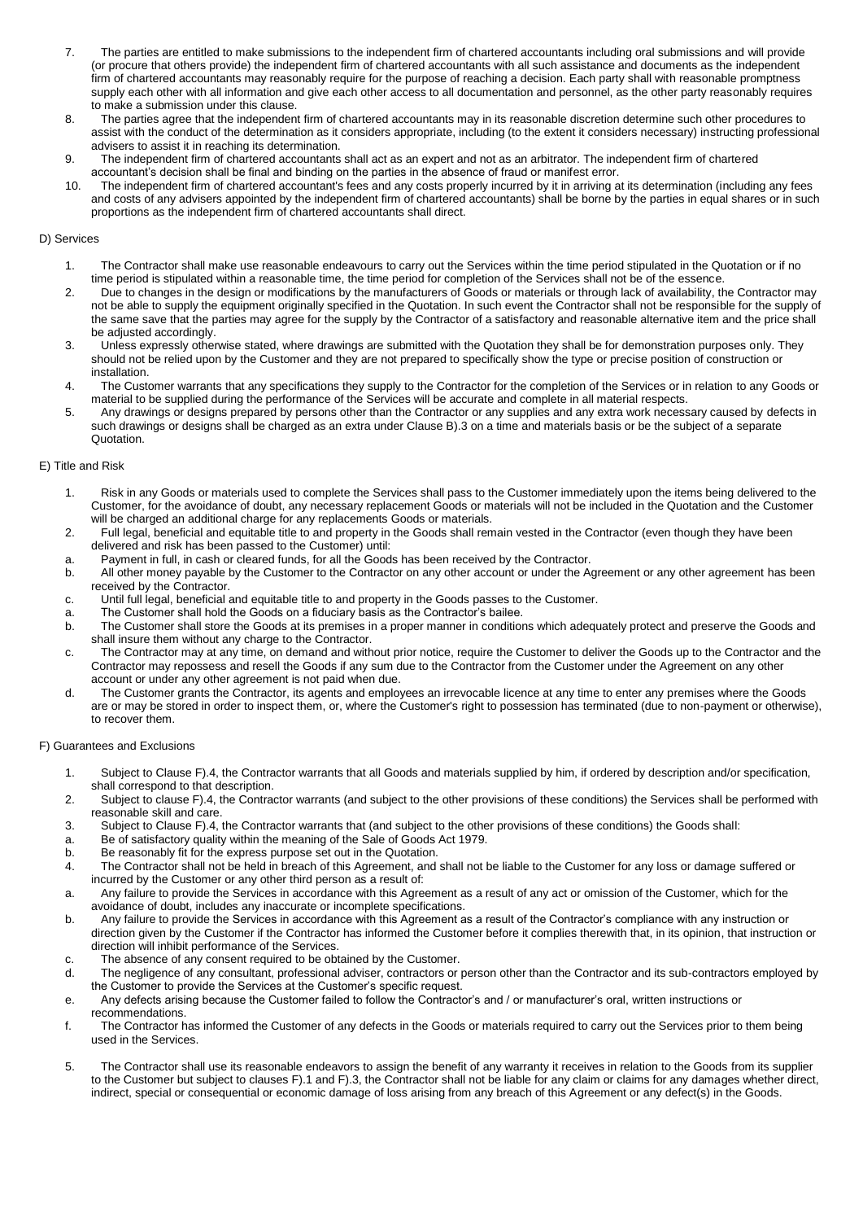7. The parties are entitled to make submissions to the independent firm of chartered accountants including oral submissions and will provide (or procure that others provide) the independent firm of chartered accountants with all such assistance and documents as the independent firm of chartered accountants may reasonably require for the purpose of reaching a decision. Each party shall with reasonable promptness supply each other with all information and give each other access to all documentation and personnel, as the other party reasonably requires to make a submission under this clause.
8. The parties agree that the independent firm of chartered accountants may in its reasonable discretion determine such other procedures to assist with the conduct of the determination as it considers appropriate, including (to the extent it considers necessary) instructing professional advisers to assist it in reaching its determination.
9. The independent firm of chartered accountants shall act as an expert and not as an arbitrator. The independent firm of chartered accountant's decision shall be final and binding on the parties in the absence of fraud or manifest error.
10. The independent firm of chartered accountant's fees and any costs properly incurred by it in arriving at its determination (including any fees and costs of any advisers appointed by the independent firm of chartered accountants) shall be borne by the parties in equal shares or in such proportions as the independent firm of chartered accountants shall direct.

D) Services

1. The Contractor shall make use reasonable endeavours to carry out the Services within the time period stipulated in the Quotation or if no time period is stipulated within a reasonable time, the time period for completion of the Services shall not be of the essence.
2. Due to changes in the design or modifications by the manufacturers of Goods or materials or through lack of availability, the Contractor may not be able to supply the equipment originally specified in the Quotation. In such event the Contractor shall not be responsible for the supply of the same save that the parties may agree for the supply by the Contractor of a satisfactory and reasonable alternative item and the price shall be adjusted accordingly.
3. Unless expressly otherwise stated, where drawings are submitted with the Quotation they shall be for demonstration purposes only. They should not be relied upon by the Customer and they are not prepared to specifically show the type or precise position of construction or installation.
4. The Customer warrants that any specifications they supply to the Contractor for the completion of the Services or in relation to any Goods or material to be supplied during the performance of the Services will be accurate and complete in all material respects.
5. Any drawings or designs prepared by persons other than the Contractor or any supplies and any extra work necessary caused by defects in such drawings or designs shall be charged as an extra under Clause B).3 on a time and materials basis or be the subject of a separate Quotation.

E) Title and Risk

1. Risk in any Goods or materials used to complete the Services shall pass to the Customer immediately upon the items being delivered to the Customer, for the avoidance of doubt, any necessary replacement Goods or materials will not be included in the Quotation and the Customer will be charged an additional charge for any replacements Goods or materials.
2. Full legal, beneficial and equitable title to and property in the Goods shall remain vested in the Contractor (even though they have been delivered and risk has been passed to the Customer) until:

a. Payment in full, in cash or cleared funds, for all the Goods has been received by the Contractor.
b. All other money payable by the Customer to the Contractor on any other account or under the Agreement or any other agreement has been received by the Contractor.
c. Until full legal, beneficial and equitable title to and property in the Goods passes to the Customer.

a. The Customer shall hold the Goods on a fiduciary basis as the Contractor's bailee.
b. The Customer shall store the Goods at its premises in a proper manner in conditions which adequately protect and preserve the Goods and shall insure them without any charge to the Contractor.
c. The Contractor may at any time, on demand and without prior notice, require the Customer to deliver the Goods up to the Contractor and the Contractor may repossess and resell the Goods if any sum due to the Contractor from the Customer under the Agreement on any other account or under any other agreement is not paid when due.
d. The Customer grants the Contractor, its agents and employees an irrevocable licence at any time to enter any premises where the Goods are or may be stored in order to inspect them, or, where the Customer's right to possession has terminated (due to non-payment or otherwise), to recover them.

F) Guarantees and Exclusions

1. Subject to Clause F).4, the Contractor warrants that all Goods and materials supplied by him, if ordered by description and/or specification, shall correspond to that description.
2. Subject to clause F).4, the Contractor warrants (and subject to the other provisions of these conditions) the Services shall be performed with reasonable skill and care.
3. Subject to Clause F).4, the Contractor warrants that (and subject to the other provisions of these conditions) the Goods shall:

a. Be of satisfactory quality within the meaning of the Sale of Goods Act 1979.
b. Be reasonably fit for the express purpose set out in the Quotation.

4. The Contractor shall not be held in breach of this Agreement, and shall not be liable to the Customer for any loss or damage suffered or incurred by the Customer or any other third person as a result of:

a. Any failure to provide the Services in accordance with this Agreement as a result of any act or omission of the Customer, which for the avoidance of doubt, includes any inaccurate or incomplete specifications.
b. Any failure to provide the Services in accordance with this Agreement as a result of the Contractor's compliance with any instruction or direction given by the Customer if the Contractor has informed the Customer before it complies therewith that, in its opinion, that instruction or direction will inhibit performance of the Services.
c. The absence of any consent required to be obtained by the Customer.
d. The negligence of any consultant, professional adviser, contractors or person other than the Contractor and its sub-contractors employed by the Customer to provide the Services at the Customer's specific request.
e. Any defects arising because the Customer failed to follow the Contractor's and / or manufacturer's oral, written instructions or recommendations.
f. The Contractor has informed the Customer of any defects in the Goods or materials required to carry out the Services prior to them being used in the Services.

5. The Contractor shall use its reasonable endeavors to assign the benefit of any warranty it receives in relation to the Goods from its supplier to the Customer but subject to clauses F).1 and F).3, the Contractor shall not be liable for any claim or claims for any damages whether direct, indirect, special or consequential or economic damage of loss arising from any breach of this Agreement or any defect(s) in the Goods.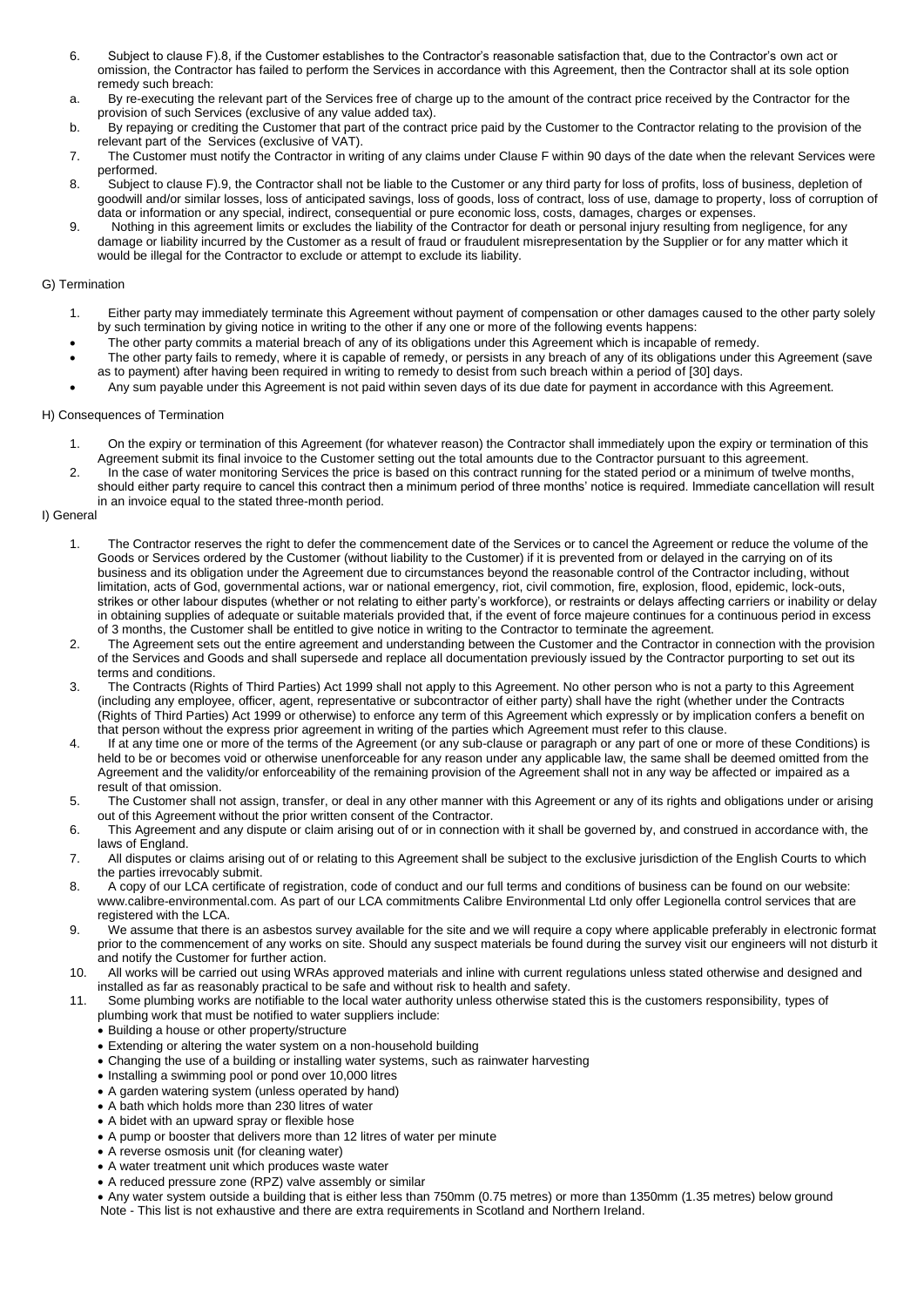6. Subject to clause F).8, if the Customer establishes to the Contractor's reasonable satisfaction that, due to the Contractor's own act or omission, the Contractor has failed to perform the Services in accordance with this Agreement, then the Contractor shall at its sole option remedy such breach:

a. By re-executing the relevant part of the Services free of charge up to the amount of the contract price received by the Contractor for the provision of such Services (exclusive of any value added tax).

b. By repaying or crediting the Customer that part of the contract price paid by the Customer to the Contractor relating to the provision of the relevant part of the Services (exclusive of VAT).

7. The Customer must notify the Contractor in writing of any claims under Clause F within 90 days of the date when the relevant Services were performed.

8. Subject to clause F).9, the Contractor shall not be liable to the Customer or any third party for loss of profits, loss of business, depletion of goodwill and/or similar losses, loss of anticipated savings, loss of goods, loss of contract, loss of use, damage to property, loss of corruption of data or information or any special, indirect, consequential or pure economic loss, costs, damages, charges or expenses.

9. Nothing in this agreement limits or excludes the liability of the Contractor for death or personal injury resulting from negligence, for any damage or liability incurred by the Customer as a result of fraud or fraudulent misrepresentation by the Supplier or for any matter which it would be illegal for the Contractor to exclude or attempt to exclude its liability.

G) Termination

1. Either party may immediately terminate this Agreement without payment of compensation or other damages caused to the other party solely by such termination by giving notice in writing to the other if any one or more of the following events happens:

- The other party commits a material breach of any of its obligations under this Agreement which is incapable of remedy.
- The other party fails to remedy, where it is capable of remedy, or persists in any breach of any of its obligations under this Agreement (save as to payment) after having been required in writing to remedy to desist from such breach within a period of [30] days.
- Any sum payable under this Agreement is not paid within seven days of its due date for payment in accordance with this Agreement.

H) Consequences of Termination

1. On the expiry or termination of this Agreement (for whatever reason) the Contractor shall immediately upon the expiry or termination of this Agreement submit its final invoice to the Customer setting out the total amounts due to the Contractor pursuant to this agreement.

2. In the case of water monitoring Services the price is based on this contract running for the stated period or a minimum of twelve months, should either party require to cancel this contract then a minimum period of three months' notice is required. Immediate cancellation will result in an invoice equal to the stated three-month period.

I) General

1. The Contractor reserves the right to defer the commencement date of the Services or to cancel the Agreement or reduce the volume of the Goods or Services ordered by the Customer (without liability to the Customer) if it is prevented from or delayed in the carrying on of its business and its obligation under the Agreement due to circumstances beyond the reasonable control of the Contractor including, without limitation, acts of God, governmental actions, war or national emergency, riot, civil commotion, fire, explosion, flood, epidemic, lock-outs, strikes or other labour disputes (whether or not relating to either party's workforce), or restraints or delays affecting carriers or inability or delay in obtaining supplies of adequate or suitable materials provided that, if the event of force majeure continues for a continuous period in excess of 3 months, the Customer shall be entitled to give notice in writing to the Contractor to terminate the agreement.

2. The Agreement sets out the entire agreement and understanding between the Customer and the Contractor in connection with the provision of the Services and Goods and shall supersede and replace all documentation previously issued by the Contractor purporting to set out its terms and conditions.

3. The Contracts (Rights of Third Parties) Act 1999 shall not apply to this Agreement. No other person who is not a party to this Agreement (including any employee, officer, agent, representative or subcontractor of either party) shall have the right (whether under the Contracts (Rights of Third Parties) Act 1999 or otherwise) to enforce any term of this Agreement which expressly or by implication confers a benefit on that person without the express prior agreement in writing of the parties which Agreement must refer to this clause.

4. If at any time one or more of the terms of the Agreement (or any sub-clause or paragraph or any part of one or more of these Conditions) is held to be or becomes void or otherwise unenforceable for any reason under any applicable law, the same shall be deemed omitted from the Agreement and the validity/or enforceability of the remaining provision of the Agreement shall not in any way be affected or impaired as a result of that omission.

5. The Customer shall not assign, transfer, or deal in any other manner with this Agreement or any of its rights and obligations under or arising out of this Agreement without the prior written consent of the Contractor.

6. This Agreement and any dispute or claim arising out of or in connection with it shall be governed by, and construed in accordance with, the laws of England.

7. All disputes or claims arising out of or relating to this Agreement shall be subject to the exclusive jurisdiction of the English Courts to which the parties irrevocably submit.

8. A copy of our LCA certificate of registration, code of conduct and our full terms and conditions of business can be found on our website: www.calibre-environmental.com. As part of our LCA commitments Calibre Environmental Ltd only offer Legionella control services that are registered with the LCA.

9. We assume that there is an asbestos survey available for the site and we will require a copy where applicable preferably in electronic format prior to the commencement of any works on site. Should any suspect materials be found during the survey visit our engineers will not disturb it and notify the Customer for further action.

10. All works will be carried out using WRAs approved materials and inline with current regulations unless stated otherwise and designed and installed as far as reasonably practical to be safe and without risk to health and safety.

11. Some plumbing works are notifiable to the local water authority unless otherwise stated this is the customers responsibility, types of plumbing work that must be notified to water suppliers include:

- Building a house or other property/structure
- Extending or altering the water system on a non-household building
- Changing the use of a building or installing water systems, such as rainwater harvesting
- Installing a swimming pool or pond over 10,000 litres
- A garden watering system (unless operated by hand)
- A bath which holds more than 230 litres of water
- A bidet with an upward spray or flexible hose
- A pump or booster that delivers more than 12 litres of water per minute
- A reverse osmosis unit (for cleaning water)
- A water treatment unit which produces waste water
- A reduced pressure zone (RPZ) valve assembly or similar
- Any water system outside a building that is either less than 750mm (0.75 metres) or more than 1350mm (1.35 metres) below ground

Note - This list is not exhaustive and there are extra requirements in Scotland and Northern Ireland.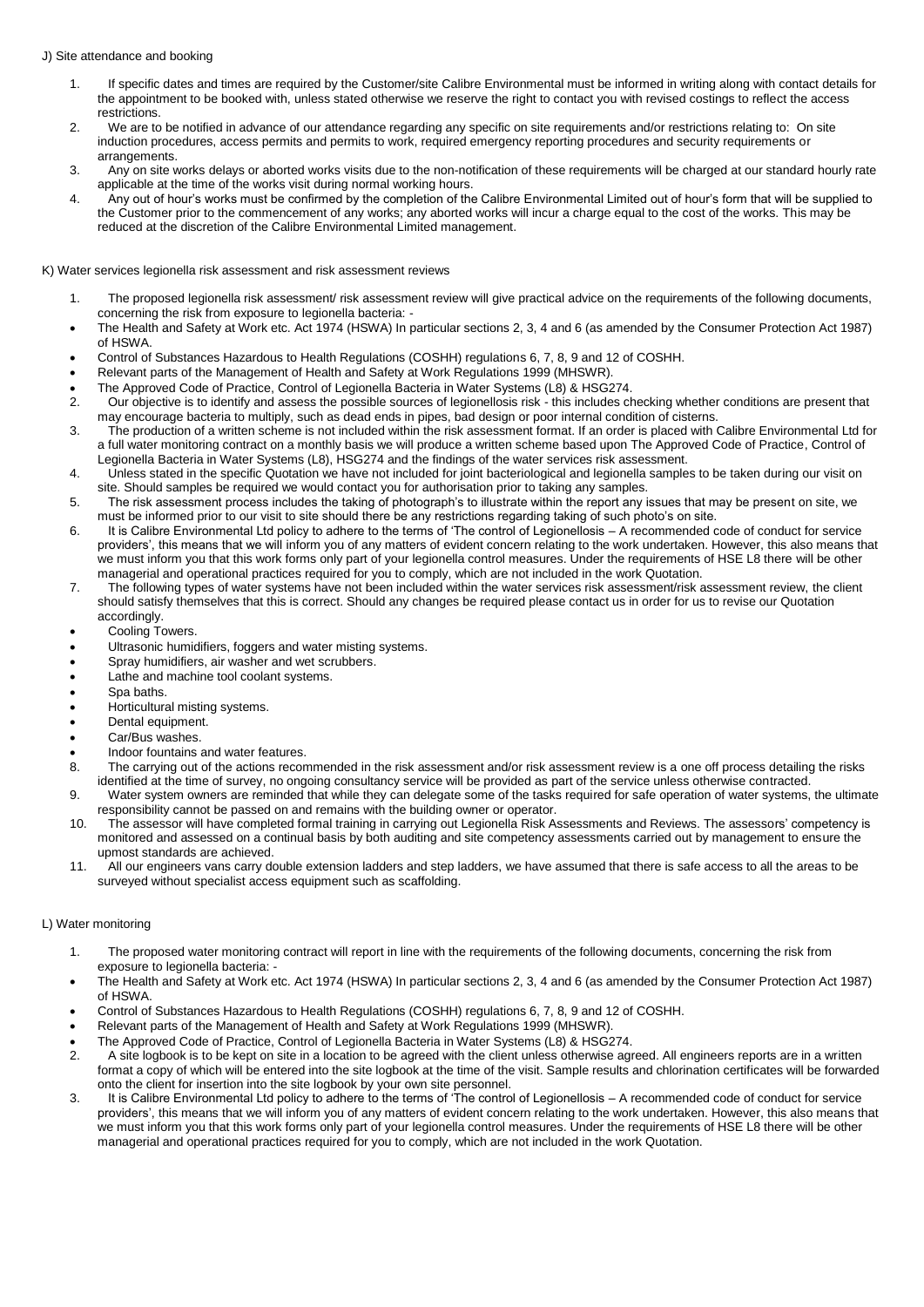J) Site attendance and booking

1. If specific dates and times are required by the Customer/site Calibre Environmental must be informed in writing along with contact details for the appointment to be booked with, unless stated otherwise we reserve the right to contact you with revised costings to reflect the access restrictions.
2. We are to be notified in advance of our attendance regarding any specific on site requirements and/or restrictions relating to: On site induction procedures, access permits and permits to work, required emergency reporting procedures and security requirements or arrangements.
3. Any on site works delays or aborted works visits due to the non-notification of these requirements will be charged at our standard hourly rate applicable at the time of the works visit during normal working hours.
4. Any out of hour's works must be confirmed by the completion of the Calibre Environmental Limited out of hour's form that will be supplied to the Customer prior to the commencement of any works; any aborted works will incur a charge equal to the cost of the works. This may be reduced at the discretion of the Calibre Environmental Limited management.

K) Water services legionella risk assessment and risk assessment reviews

1. The proposed legionella risk assessment/ risk assessment review will give practical advice on the requirements of the following documents, concerning the risk from exposure to legionella bacteria: -

- The Health and Safety at Work etc. Act 1974 (HSWA) In particular sections 2, 3, 4 and 6 (as amended by the Consumer Protection Act 1987) of HSWA.
- Control of Substances Hazardous to Health Regulations (COSHH) regulations 6, 7, 8, 9 and 12 of COSHH.
- Relevant parts of the Management of Health and Safety at Work Regulations 1999 (MHSWR).
- The Approved Code of Practice, Control of Legionella Bacteria in Water Systems (L8) & HSG274.

2. Our objective is to identify and assess the possible sources of legionellosis risk - this includes checking whether conditions are present that may encourage bacteria to multiply, such as dead ends in pipes, bad design or poor internal condition of cisterns.
3. The production of a written scheme is not included within the risk assessment format. If an order is placed with Calibre Environmental Ltd for a full water monitoring contract on a monthly basis we will produce a written scheme based upon The Approved Code of Practice, Control of Legionella Bacteria in Water Systems (L8), HSG274 and the findings of the water services risk assessment.
4. Unless stated in the specific Quotation we have not included for joint bacteriological and legionella samples to be taken during our visit on site. Should samples be required we would contact you for authorisation prior to taking any samples.
5. The risk assessment process includes the taking of photograph's to illustrate within the report any issues that may be present on site, we must be informed prior to our visit to site should there be any restrictions regarding taking of such photo's on site.
6. It is Calibre Environmental Ltd policy to adhere to the terms of 'The control of Legionellosis – A recommended code of conduct for service providers', this means that we will inform you of any matters of evident concern relating to the work undertaken. However, this also means that we must inform you that this work forms only part of your legionella control measures. Under the requirements of HSE L8 there will be other managerial and operational practices required for you to comply, which are not included in the work Quotation.
7. The following types of water systems have not been included within the water services risk assessment/risk assessment review, the client should satisfy themselves that this is correct. Should any changes be required please contact us in order for us to revise our Quotation accordingly.

- Cooling Towers.
- Ultrasonic humidifiers, foggers and water misting systems.
- Spray humidifiers, air washer and wet scrubbers.
- Lathe and machine tool coolant systems.
- Spa baths.
- Horticultural misting systems.
- Dental equipment.
- Car/Bus washes.
- Indoor fountains and water features.

8. The carrying out of the actions recommended in the risk assessment and/or risk assessment review is a one off process detailing the risks identified at the time of survey, no ongoing consultancy service will be provided as part of the service unless otherwise contracted.
9. Water system owners are reminded that while they can delegate some of the tasks required for safe operation of water systems, the ultimate responsibility cannot be passed on and remains with the building owner or operator.
10. The assessor will have completed formal training in carrying out Legionella Risk Assessments and Reviews. The assessors' competency is monitored and assessed on a continual basis by both auditing and site competency assessments carried out by management to ensure the upmost standards are achieved.
11. All our engineers vans carry double extension ladders and step ladders, we have assumed that there is safe access to all the areas to be surveyed without specialist access equipment such as scaffolding.

L) Water monitoring

1. The proposed water monitoring contract will report in line with the requirements of the following documents, concerning the risk from exposure to legionella bacteria: -

- The Health and Safety at Work etc. Act 1974 (HSWA) In particular sections 2, 3, 4 and 6 (as amended by the Consumer Protection Act 1987) of HSWA.
- Control of Substances Hazardous to Health Regulations (COSHH) regulations 6, 7, 8, 9 and 12 of COSHH.
- Relevant parts of the Management of Health and Safety at Work Regulations 1999 (MHSWR).
- The Approved Code of Practice, Control of Legionella Bacteria in Water Systems (L8) & HSG274.

2. A site logbook is to be kept on site in a location to be agreed with the client unless otherwise agreed. All engineers reports are in a written format a copy of which will be entered into the site logbook at the time of the visit. Sample results and chlorination certificates will be forwarded onto the client for insertion into the site logbook by your own site personnel.
3. It is Calibre Environmental Ltd policy to adhere to the terms of 'The control of Legionellosis – A recommended code of conduct for service providers', this means that we will inform you of any matters of evident concern relating to the work undertaken. However, this also means that we must inform you that this work forms only part of your legionella control measures. Under the requirements of HSE L8 there will be other managerial and operational practices required for you to comply, which are not included in the work Quotation.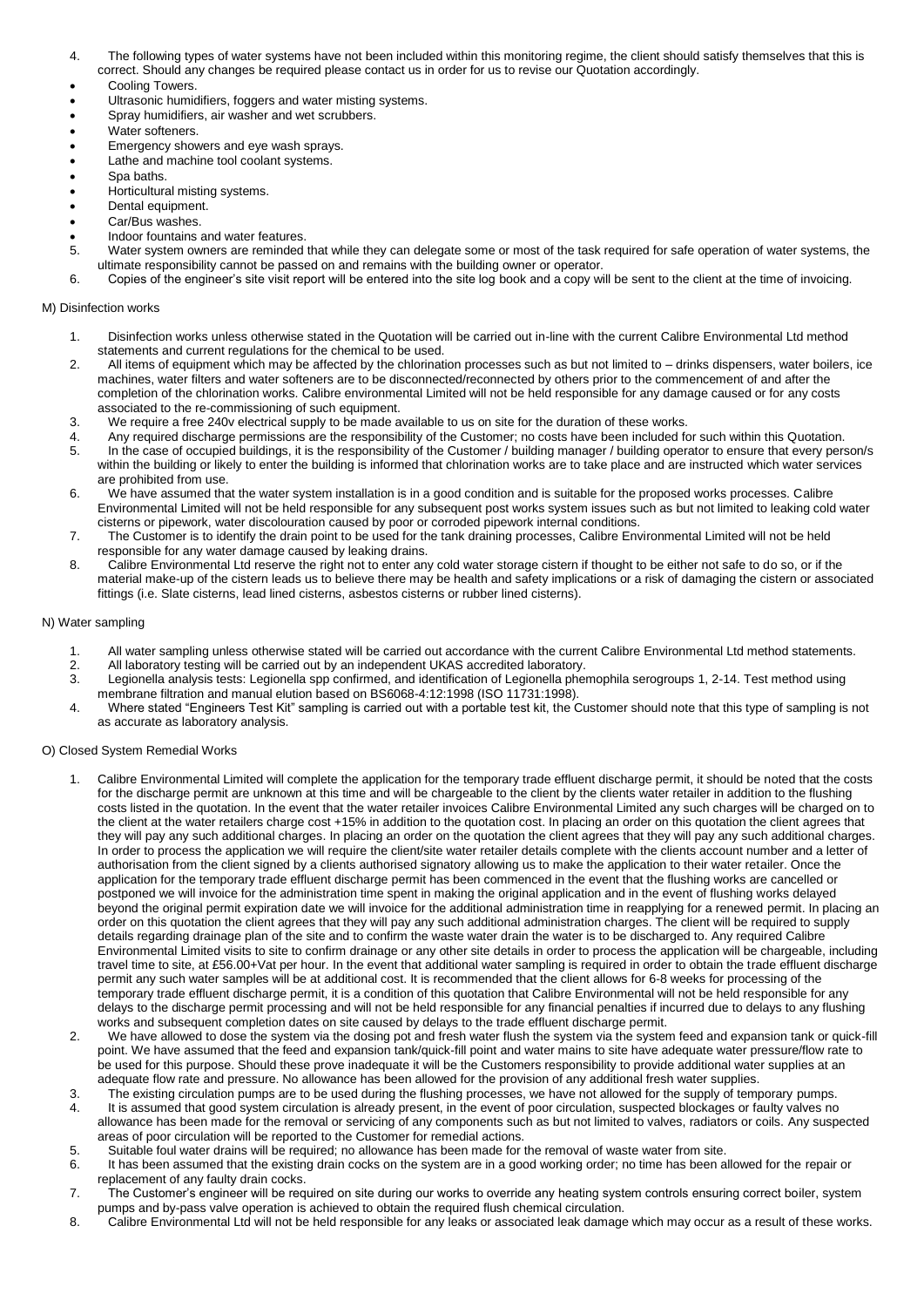4. The following types of water systems have not been included within this monitoring regime, the client should satisfy themselves that this is correct. Should any changes be required please contact us in order for us to revise our Quotation accordingly.

- Cooling Towers.
- Ultrasonic humidifiers, foggers and water misting systems.
- Spray humidifiers, air washer and wet scrubbers.
- Water softeners.
- Emergency showers and eye wash sprays.
- Lathe and machine tool coolant systems.
- Spa baths.
- Horticultural misting systems.
- Dental equipment.
- Car/Bus washes.
- Indoor fountains and water features.

5. Water system owners are reminded that while they can delegate some or most of the task required for safe operation of water systems, the ultimate responsibility cannot be passed on and remains with the building owner or operator.
6. Copies of the engineer's site visit report will be entered into the site log book and a copy will be sent to the client at the time of invoicing.

M) Disinfection works

1. Disinfection works unless otherwise stated in the Quotation will be carried out in-line with the current Calibre Environmental Ltd method statements and current regulations for the chemical to be used.
2. All items of equipment which may be affected by the chlorination processes such as but not limited to – drinks dispensers, water boilers, ice machines, water filters and water softeners are to be disconnected/reconnected by others prior to the commencement of and after the completion of the chlorination works. Calibre environmental Limited will not be held responsible for any damage caused or for any costs associated to the re-commissioning of such equipment.
3. We require a free 240v electrical supply to be made available to us on site for the duration of these works.
4. Any required discharge permissions are the responsibility of the Customer; no costs have been included for such within this Quotation.
5. In the case of occupied buildings, it is the responsibility of the Customer / building manager / building operator to ensure that every person/s within the building or likely to enter the building is informed that chlorination works are to take place and are instructed which water services are prohibited from use.
6. We have assumed that the water system installation is in a good condition and is suitable for the proposed works processes. Calibre Environmental Limited will not be held responsible for any subsequent post works system issues such as but not limited to leaking cold water cisterns or pipework, water discolouration caused by poor or corroded pipework internal conditions.
7. The Customer is to identify the drain point to be used for the tank draining processes, Calibre Environmental Limited will not be held responsible for any water damage caused by leaking drains.
8. Calibre Environmental Ltd reserve the right not to enter any cold water storage cistern if thought to be either not safe to do so, or if the material make-up of the cistern leads us to believe there may be health and safety implications or a risk of damaging the cistern or associated fittings (i.e. Slate cisterns, lead lined cisterns, asbestos cisterns or rubber lined cisterns).

N) Water sampling

1. All water sampling unless otherwise stated will be carried out accordance with the current Calibre Environmental Ltd method statements.
2. All laboratory testing will be carried out by an independent UKAS accredited laboratory.
3. Legionella analysis tests: Legionella spp confirmed, and identification of Legionella phemophila serogroups 1, 2-14. Test method using membrane filtration and manual elution based on BS6068-4:12:1998 (ISO 11731:1998).
4. Where stated "Engineers Test Kit" sampling is carried out with a portable test kit, the Customer should note that this type of sampling is not as accurate as laboratory analysis.

O) Closed System Remedial Works

1. Calibre Environmental Limited will complete the application for the temporary trade effluent discharge permit, it should be noted that the costs for the discharge permit are unknown at this time and will be chargeable to the client by the clients water retailer in addition to the flushing costs listed in the quotation. In the event that the water retailer invoices Calibre Environmental Limited any such charges will be charged on to the client at the water retailers charge cost +15% in addition to the quotation cost. In placing an order on this quotation the client agrees that they will pay any such additional charges. In placing an order on the quotation the client agrees that they will pay any such additional charges. In order to process the application we will require the client/site water retailer details complete with the clients account number and a letter of authorisation from the client signed by a clients authorised signatory allowing us to make the application to their water retailer. Once the application for the temporary trade effluent discharge permit has been commenced in the event that the flushing works are cancelled or postponed we will invoice for the administration time spent in making the original application and in the event of flushing works delayed beyond the original permit expiration date we will invoice for the additional administration time in reapplying for a renewed permit. In placing an order on this quotation the client agrees that they will pay any such additional administration charges. The client will be required to supply details regarding drainage plan of the site and to confirm the waste water drain the water is to be discharged to. Any required Calibre Environmental Limited visits to site to confirm drainage or any other site details in order to process the application will be chargeable, including travel time to site, at £56.00+Vat per hour. In the event that additional water sampling is required in order to obtain the trade effluent discharge permit any such water samples will be at additional cost. It is recommended that the client allows for 6-8 weeks for processing of the temporary trade effluent discharge permit, it is a condition of this quotation that Calibre Environmental will not be held responsible for any delays to the discharge permit processing and will not be held responsible for any financial penalties if incurred due to delays to any flushing works and subsequent completion dates on site caused by delays to the trade effluent discharge permit.
2. We have allowed to dose the system via the dosing pot and fresh water flush the system via the system feed and expansion tank or quick-fill point. We have assumed that the feed and expansion tank/quick-fill point and water mains to site have adequate water pressure/flow rate to be used for this purpose. Should these prove inadequate it will be the Customers responsibility to provide additional water supplies at an adequate flow rate and pressure. No allowance has been allowed for the provision of any additional fresh water supplies.
3. The existing circulation pumps are to be used during the flushing processes, we have not allowed for the supply of temporary pumps.
4. It is assumed that good system circulation is already present, in the event of poor circulation, suspected blockages or faulty valves no allowance has been made for the removal or servicing of any components such as but not limited to valves, radiators or coils. Any suspected areas of poor circulation will be reported to the Customer for remedial actions.
5. Suitable foul water drains will be required; no allowance has been made for the removal of waste water from site.
6. It has been assumed that the existing drain cocks on the system are in a good working order; no time has been allowed for the repair or replacement of any faulty drain cocks.
7. The Customer's engineer will be required on site during our works to override any heating system controls ensuring correct boiler, system pumps and by-pass valve operation is achieved to obtain the required flush chemical circulation.
8. Calibre Environmental Ltd will not be held responsible for any leaks or associated leak damage which may occur as a result of these works.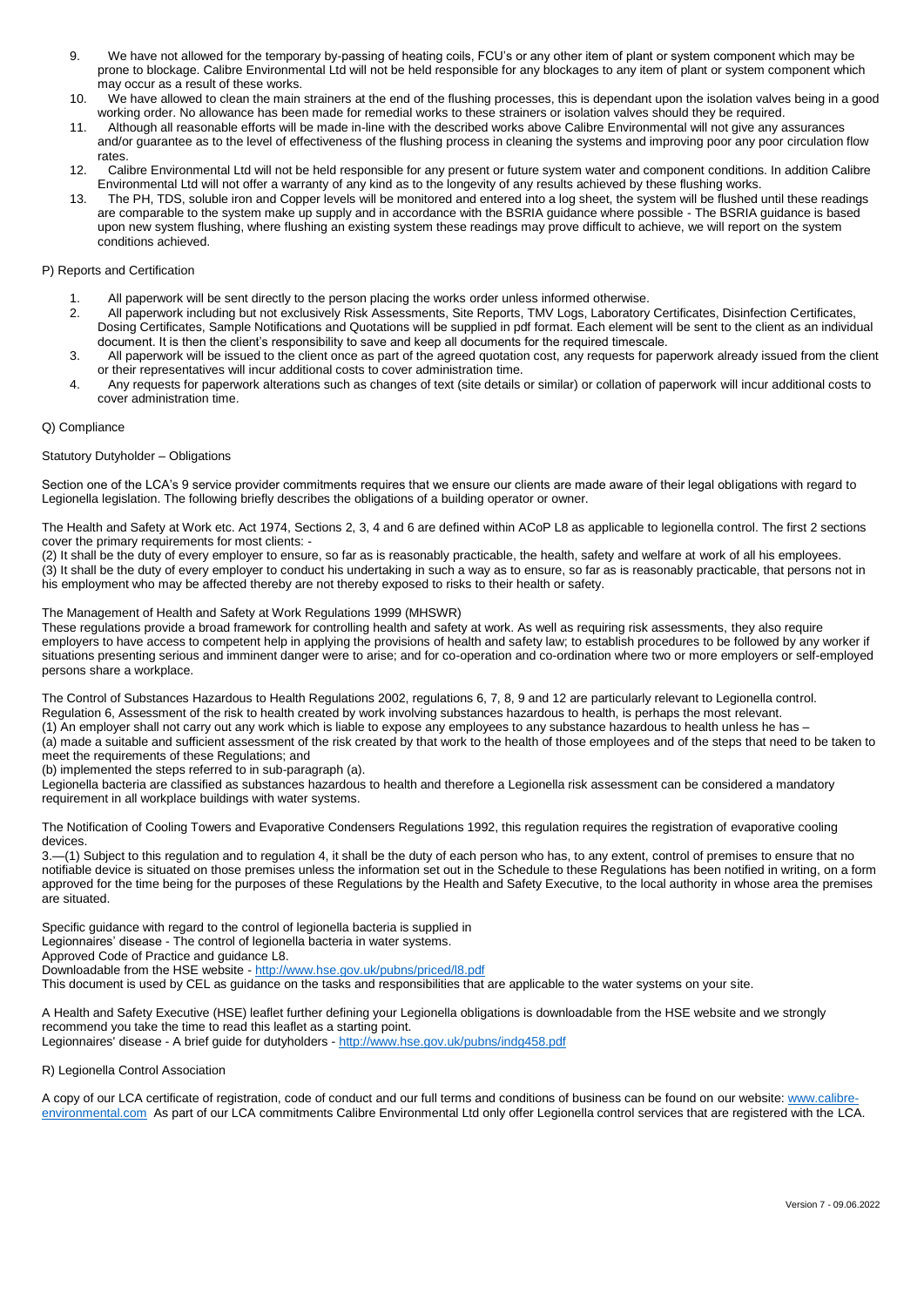9. We have not allowed for the temporary by-passing of heating coils, FCU's or any other item of plant or system component which may be prone to blockage. Calibre Environmental Ltd will not be held responsible for any blockages to any item of plant or system component which may occur as a result of these works.
10. We have allowed to clean the main strainers at the end of the flushing processes, this is dependant upon the isolation valves being in a good working order. No allowance has been made for remedial works to these strainers or isolation valves should they be required.
11. Although all reasonable efforts will be made in-line with the described works above Calibre Environmental will not give any assurances and/or guarantee as to the level of effectiveness of the flushing process in cleaning the systems and improving poor any poor circulation flow rates.
12. Calibre Environmental Ltd will not be held responsible for any present or future system water and component conditions. In addition Calibre Environmental Ltd will not offer a warranty of any kind as to the longevity of any results achieved by these flushing works.
13. The PH, TDS, soluble iron and Copper levels will be monitored and entered into a log sheet, the system will be flushed until these readings are comparable to the system make up supply and in accordance with the BSRIA guidance where possible - The BSRIA guidance is based upon new system flushing, where flushing an existing system these readings may prove difficult to achieve, we will report on the system conditions achieved.

P) Reports and Certification

1. All paperwork will be sent directly to the person placing the works order unless informed otherwise.
2. All paperwork including but not exclusively Risk Assessments, Site Reports, TMV Logs, Laboratory Certificates, Disinfection Certificates, Dosing Certificates, Sample Notifications and Quotations will be supplied in pdf format. Each element will be sent to the client as an individual document. It is then the client's responsibility to save and keep all documents for the required timescale.
3. All paperwork will be issued to the client once as part of the agreed quotation cost, any requests for paperwork already issued from the client or their representatives will incur additional costs to cover administration time.
4. Any requests for paperwork alterations such as changes of text (site details or similar) or collation of paperwork will incur additional costs to cover administration time.

Q) Compliance

Statutory Dutyholder – Obligations

Section one of the LCA's 9 service provider commitments requires that we ensure our clients are made aware of their legal obligations with regard to Legionella legislation. The following briefly describes the obligations of a building operator or owner.

The Health and Safety at Work etc. Act 1974, Sections 2, 3, 4 and 6 are defined within ACoP L8 as applicable to legionella control. The first 2 sections cover the primary requirements for most clients: -
(2) It shall be the duty of every employer to ensure, so far as is reasonably practicable, the health, safety and welfare at work of all his employees.
(3) It shall be the duty of every employer to conduct his undertaking in such a way as to ensure, so far as is reasonably practicable, that persons not in his employment who may be affected thereby are not thereby exposed to risks to their health or safety.

The Management of Health and Safety at Work Regulations 1999 (MHSWR)
These regulations provide a broad framework for controlling health and safety at work. As well as requiring risk assessments, they also require employers to have access to competent help in applying the provisions of health and safety law; to establish procedures to be followed by any worker if situations presenting serious and imminent danger were to arise; and for co-operation and co-ordination where two or more employers or self-employed persons share a workplace.

The Control of Substances Hazardous to Health Regulations 2002, regulations 6, 7, 8, 9 and 12 are particularly relevant to Legionella control.
Regulation 6, Assessment of the risk to health created by work involving substances hazardous to health, is perhaps the most relevant.
(1) An employer shall not carry out any work which is liable to expose any employees to any substance hazardous to health unless he has –
(a) made a suitable and sufficient assessment of the risk created by that work to the health of those employees and of the steps that need to be taken to meet the requirements of these Regulations; and
(b) implemented the steps referred to in sub-paragraph (a).
Legionella bacteria are classified as substances hazardous to health and therefore a Legionella risk assessment can be considered a mandatory requirement in all workplace buildings with water systems.

The Notification of Cooling Towers and Evaporative Condensers Regulations 1992, this regulation requires the registration of evaporative cooling devices.
3.—(1) Subject to this regulation and to regulation 4, it shall be the duty of each person who has, to any extent, control of premises to ensure that no notifiable device is situated on those premises unless the information set out in the Schedule to these Regulations has been notified in writing, on a form approved for the time being for the purposes of these Regulations by the Health and Safety Executive, to the local authority in whose area the premises are situated.

Specific guidance with regard to the control of legionella bacteria is supplied in
Legionnaires' disease - The control of legionella bacteria in water systems.
Approved Code of Practice and guidance L8.
Downloadable from the HSE website - http://www.hse.gov.uk/pubns/priced/l8.pdf
This document is used by CEL as guidance on the tasks and responsibilities that are applicable to the water systems on your site.

A Health and Safety Executive (HSE) leaflet further defining your Legionella obligations is downloadable from the HSE website and we strongly recommend you take the time to read this leaflet as a starting point.
Legionnaires' disease - A brief guide for dutyholders - http://www.hse.gov.uk/pubns/indg458.pdf

R) Legionella Control Association

A copy of our LCA certificate of registration, code of conduct and our full terms and conditions of business can be found on our website: www.calibre-environmental.com As part of our LCA commitments Calibre Environmental Ltd only offer Legionella control services that are registered with the LCA.

Version 7 - 09.06.2022